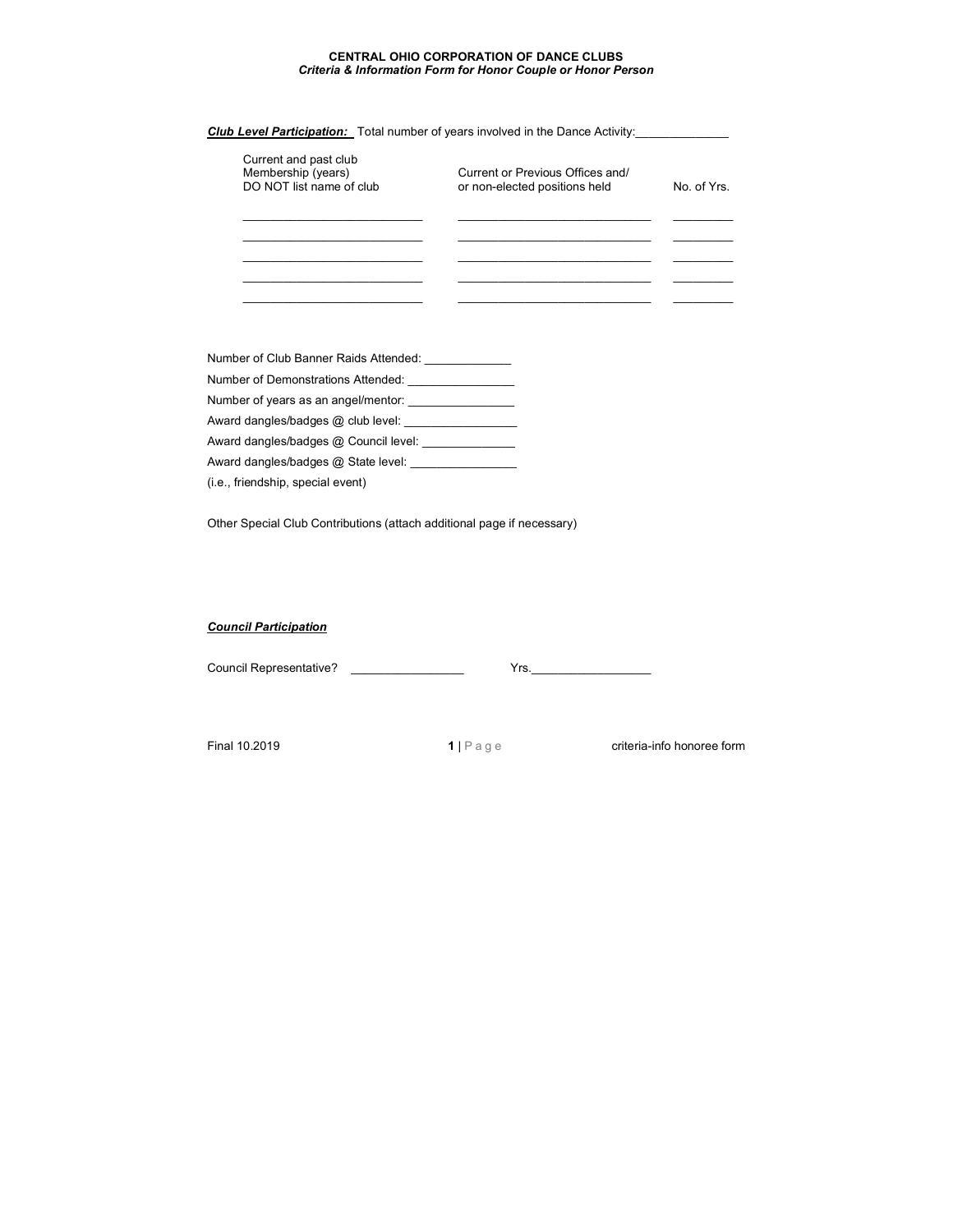**CENTRAL OHIO CORPORATION OF DANCE CLUBS**
***Criteria & Information Form for Honor Couple or Honor Person***

***Club Level Participation:*** Total number of years involved in the Dance Activity:______________

| Current and past club Membership (years) DO NOT list name of club | Current or Previous Offices and/ or non-elected positions held | No. of Yrs. |
|---|---|---|
| ___________________________ | _____________________________ | _________ |
| ___________________________ | _____________________________ | _________ |
| ___________________________ | _____________________________ | _________ |
| ___________________________ | _____________________________ | _________ |
| ___________________________ | _____________________________ | _________ |

Number of Club Banner Raids Attended: _____________

Number of Demonstrations Attended: ________________

Number of years as an angel/mentor: ________________

Award dangles/badges @ club level: _________________

Award dangles/badges @ Council level: ______________

Award dangles/badges @ State level: ________________

(i.e., friendship, special event)

Other Special Club Contributions (attach additional page if necessary)

***Council Participation***

Council Representative? _________________ Yrs.__________________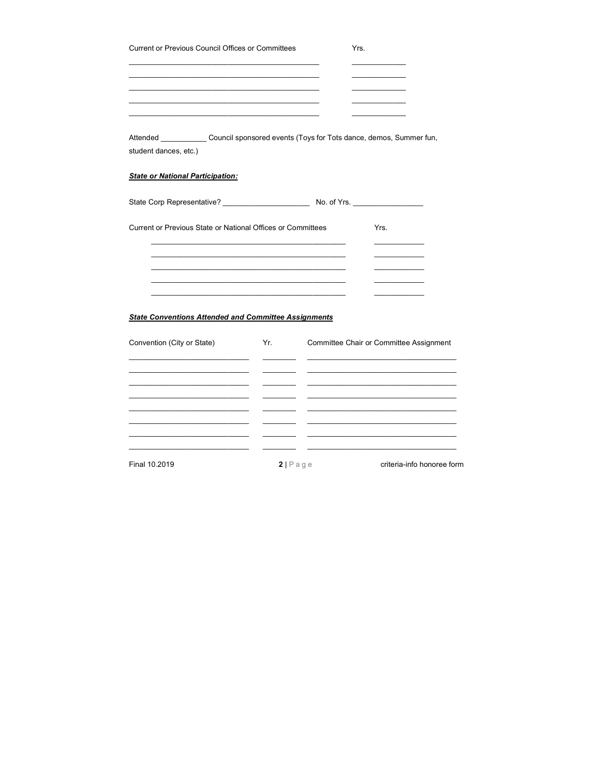| Current or Previous Council Offices or Committees | Yrs. |
| --- | --- |
| ______________________________________________ | ____________ |
| ______________________________________________ | ____________ |
| ______________________________________________ | ____________ |
| ______________________________________________ | ____________ |
| ______________________________________________ | ____________ |

Attended ___________ Council sponsored events (Toys for Tots dance, demos, Summer fun, student dances, etc.)

***State or National Participation:***

State Corp Representative? ____________________ No. of Yrs. ________________

| Current or Previous State or National Offices or Committees | Yrs. |
| --- | --- |
| ______________________________________________ | ____________ |
| ______________________________________________ | ____________ |
| ______________________________________________ | ____________ |
| ______________________________________________ | ____________ |
| ______________________________________________ | ____________ |

***State Conventions Attended and Committee Assignments***

| Convention (City or State) | Yr. | Committee Chair or Committee Assignment |
| --- | --- | --- |
| ____________________________ | ________ | ___________________________________ |
| ____________________________ | ________ | ___________________________________ |
| ____________________________ | ________ | ___________________________________ |
| ____________________________ | ________ | ___________________________________ |
| ____________________________ | ________ | ___________________________________ |
| ____________________________ | ________ | ___________________________________ |
| ____________________________ | ________ | ___________________________________ |
| ____________________________ | ________ | ___________________________________ |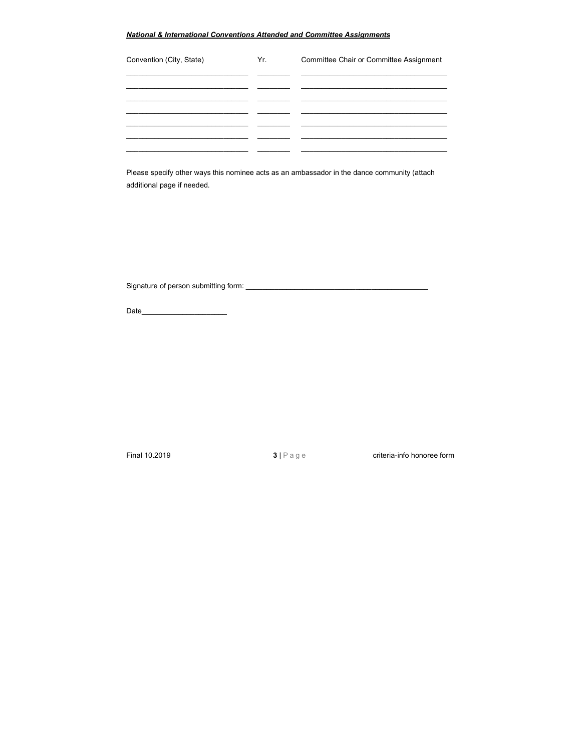***National & International Conventions Attended and Committee Assignments***

| Convention (City, State) | Yr. | Committee Chair or Committee Assignment |
| --- | --- | --- |
| | | |
| | | |
| | | |
| | | |
| | | |
| | | |
| | | |

Please specify other ways this nominee acts as an ambassador in the dance community (attach additional page if needed.

Signature of person submitting form: _______________________________________________

Date_____________________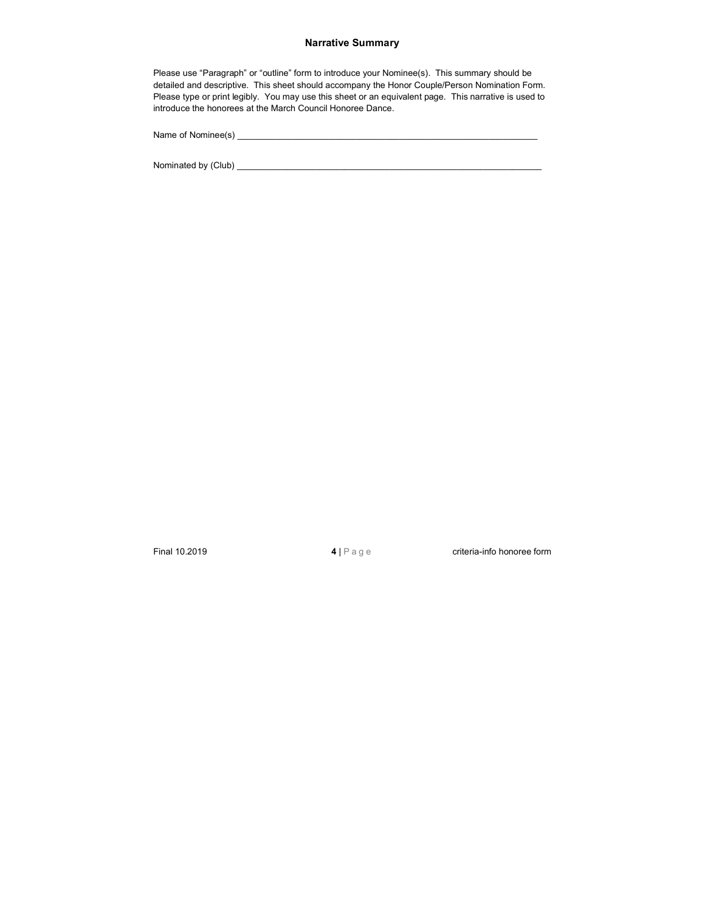## Narrative Summary

Please use "Paragraph" or "outline" form to introduce your Nominee(s). This summary should be detailed and descriptive. This sheet should accompany the Honor Couple/Person Nomination Form. Please type or print legibly. You may use this sheet or an equivalent page. This narrative is used to introduce the honorees at the March Council Honoree Dance.

Name of Nominee(s) ________________________________________________________________

Nominated by (Club) ________________________________________________________________